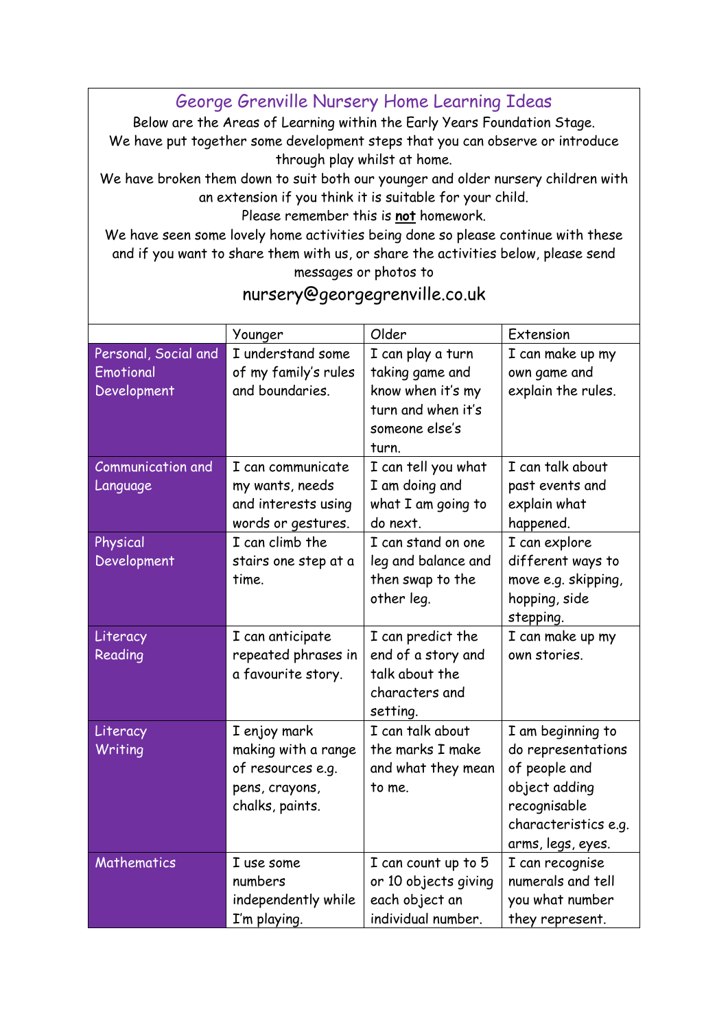# George Grenville Nursery Home Learning Ideas

Below are the Areas of Learning within the Early Years Foundation Stage.
We have put together some development steps that you can observe or introduce through play whilst at home.
We have broken them down to suit both our younger and older nursery children with an extension if you think it is suitable for your child.
Please remember this is **not** homework.
We have seen some lovely home activities being done so please continue with these and if you want to share them with us, or share the activities below, please send messages or photos to

nursery@georgegrenville.co.uk

| | Younger | Older | Extension |
|---|---|---|---|
| Personal, Social and Emotional Development | I understand some of my family's rules and boundaries. | I can play a turn taking game and know when it's my turn and when it's someone else's turn. | I can make up my own game and explain the rules. |
| Communication and Language | I can communicate my wants, needs and interests using words or gestures. | I can tell you what I am doing and what I am going to do next. | I can talk about past events and explain what happened. |
| Physical Development | I can climb the stairs one step at a time. | I can stand on one leg and balance and then swap to the other leg. | I can explore different ways to move e.g. skipping, hopping, side stepping. |
| Literacy Reading | I can anticipate repeated phrases in a favourite story. | I can predict the end of a story and talk about the characters and setting. | I can make up my own stories. |
| Literacy Writing | I enjoy mark making with a range of resources e.g. pens, crayons, chalks, paints. | I can talk about the marks I make and what they mean to me. | I am beginning to do representations of people and object adding recognisable characteristics e.g. arms, legs, eyes. |
| Mathematics | I use some numbers independently while I'm playing. | I can count up to 5 or 10 objects giving each object an individual number. | I can recognise numerals and tell you what number they represent. |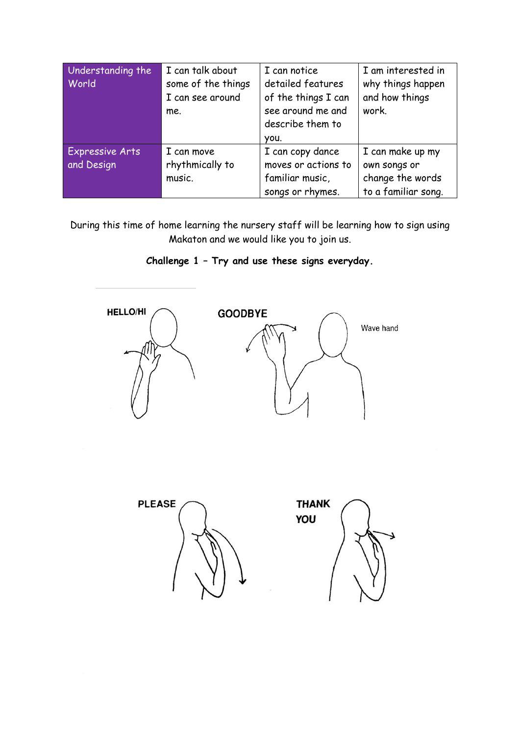| | | | |
|---|---|---|---|
| Understanding the World | I can talk about some of the things I can see around me. | I can notice detailed features of the things I can see around me and describe them to you. | I am interested in why things happen and how things work. |
| Expressive Arts and Design | I can move rhythmically to music. | I can copy dance moves or actions to familiar music, songs or rhymes. | I can make up my own songs or change the words to a familiar song. |

During this time of home learning the nursery staff will be learning how to sign using Makaton and we would like you to join us.

**Challenge 1 – Try and use these signs everyday.**

HELLO/HI

GOODBYE

Wave hand

PLEASE

THANK YOU